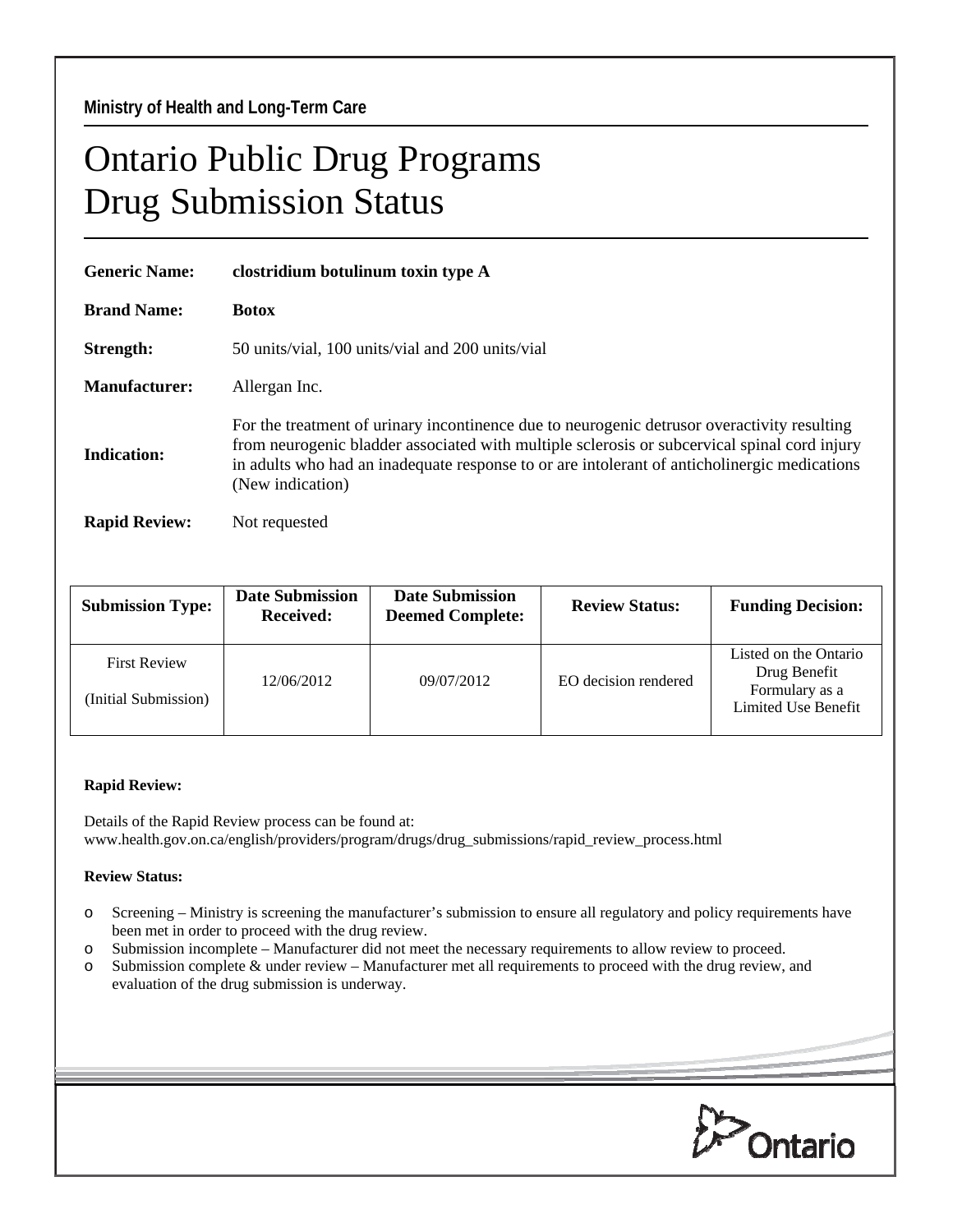**Ministry of Health and Long-Term Care**

# Ontario Public Drug Programs Drug Submission Status

**Generic Name:** **clostridium botulinum toxin type A**

**Brand Name:** **Botox**

**Strength:** 50 units/vial, 100 units/vial and 200 units/vial

**Manufacturer:** Allergan Inc.

**Indication:** For the treatment of urinary incontinence due to neurogenic detrusor overactivity resulting from neurogenic bladder associated with multiple sclerosis or subcervical spinal cord injury in adults who had an inadequate response to or are intolerant of anticholinergic medications (New indication)

**Rapid Review:** Not requested

| Submission Type: | Date Submission Received: | Date Submission Deemed Complete: | Review Status: | Funding Decision: |
|---|---|---|---|---|
| First Review (Initial Submission) | 12/06/2012 | 09/07/2012 | EO decision rendered | Listed on the Ontario Drug Benefit Formulary as a Limited Use Benefit |

**Rapid Review:**

Details of the Rapid Review process can be found at:
www.health.gov.on.ca/english/providers/program/drugs/drug_submissions/rapid_review_process.html

**Review Status:**

- Screening – Ministry is screening the manufacturer's submission to ensure all regulatory and policy requirements have been met in order to proceed with the drug review.
- Submission incomplete – Manufacturer did not meet the necessary requirements to allow review to proceed.
- Submission complete & under review – Manufacturer met all requirements to proceed with the drug review, and evaluation of the drug submission is underway.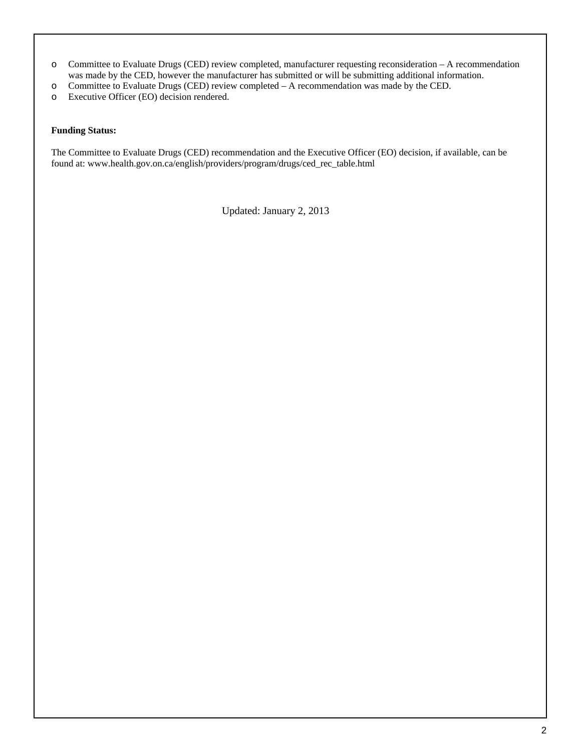- Committee to Evaluate Drugs (CED) review completed, manufacturer requesting reconsideration – A recommendation was made by the CED, however the manufacturer has submitted or will be submitting additional information.
- Committee to Evaluate Drugs (CED) review completed – A recommendation was made by the CED.
- Executive Officer (EO) decision rendered.

**Funding Status:**

The Committee to Evaluate Drugs (CED) recommendation and the Executive Officer (EO) decision, if available, can be found at: www.health.gov.on.ca/english/providers/program/drugs/ced_rec_table.html

Updated: January 2, 2013